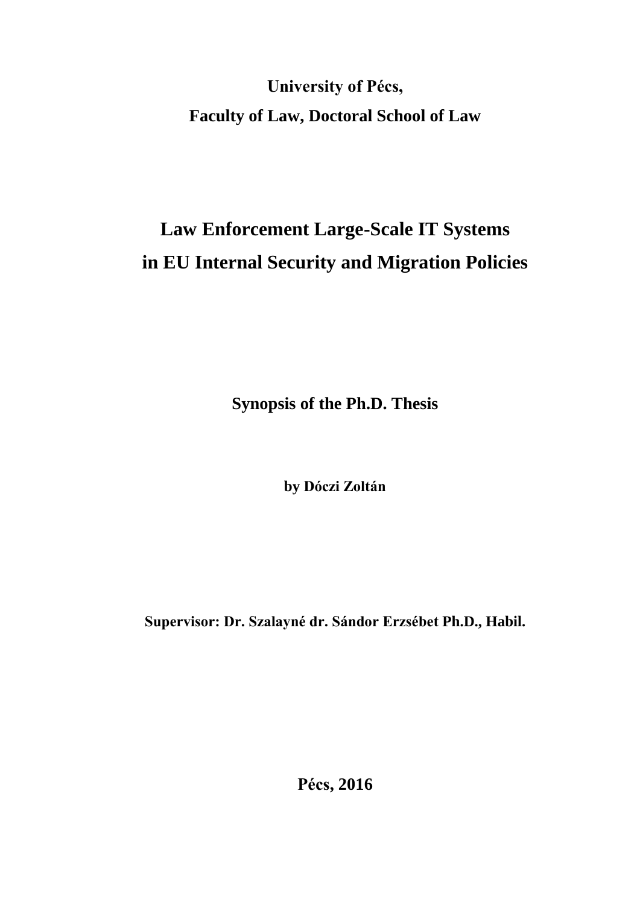**University of Pécs,**

**Faculty of Law, Doctoral School of Law**

# Law Enforcement Large-Scale IT Systems in EU Internal Security and Migration Policies

**Synopsis of the Ph.D. Thesis**

**by Dóczi Zoltán**

**Supervisor: Dr. Szalayné dr. Sándor Erzsébet Ph.D., Habil.**

**Pécs, 2016**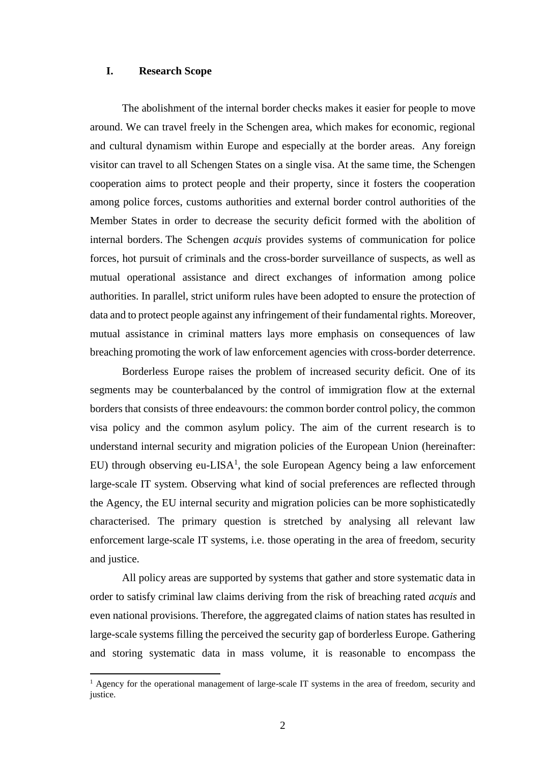## I. Research Scope

The abolishment of the internal border checks makes it easier for people to move around. We can travel freely in the Schengen area, which makes for economic, regional and cultural dynamism within Europe and especially at the border areas. Any foreign visitor can travel to all Schengen States on a single visa. At the same time, the Schengen cooperation aims to protect people and their property, since it fosters the cooperation among police forces, customs authorities and external border control authorities of the Member States in order to decrease the security deficit formed with the abolition of internal borders. The Schengen *acquis* provides systems of communication for police forces, hot pursuit of criminals and the cross-border surveillance of suspects, as well as mutual operational assistance and direct exchanges of information among police authorities. In parallel, strict uniform rules have been adopted to ensure the protection of data and to protect people against any infringement of their fundamental rights. Moreover, mutual assistance in criminal matters lays more emphasis on consequences of law breaching promoting the work of law enforcement agencies with cross-border deterrence.

Borderless Europe raises the problem of increased security deficit. One of its segments may be counterbalanced by the control of immigration flow at the external borders that consists of three endeavours: the common border control policy, the common visa policy and the common asylum policy. The aim of the current research is to understand internal security and migration policies of the European Union (hereinafter: EU) through observing eu-LISA[1], the sole European Agency being a law enforcement large-scale IT system. Observing what kind of social preferences are reflected through the Agency, the EU internal security and migration policies can be more sophisticatedly characterised. The primary question is stretched by analysing all relevant law enforcement large-scale IT systems, i.e. those operating in the area of freedom, security and justice.

All policy areas are supported by systems that gather and store systematic data in order to satisfy criminal law claims deriving from the risk of breaching rated *acquis* and even national provisions. Therefore, the aggregated claims of nation states has resulted in large-scale systems filling the perceived the security gap of borderless Europe. Gathering and storing systematic data in mass volume, it is reasonable to encompass the

[1] Agency for the operational management of large-scale IT systems in the area of freedom, security and justice.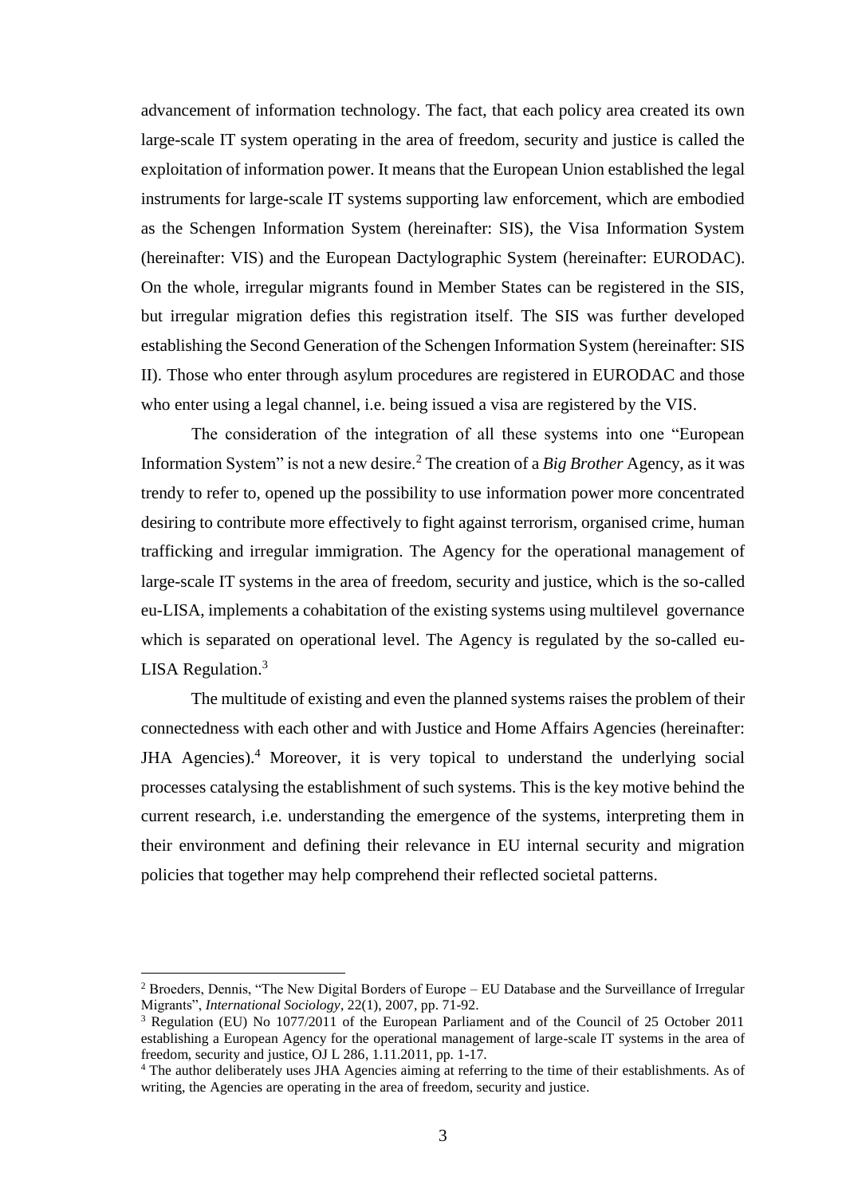advancement of information technology. The fact, that each policy area created its own large-scale IT system operating in the area of freedom, security and justice is called the exploitation of information power. It means that the European Union established the legal instruments for large-scale IT systems supporting law enforcement, which are embodied as the Schengen Information System (hereinafter: SIS), the Visa Information System (hereinafter: VIS) and the European Dactylographic System (hereinafter: EURODAC). On the whole, irregular migrants found in Member States can be registered in the SIS, but irregular migration defies this registration itself. The SIS was further developed establishing the Second Generation of the Schengen Information System (hereinafter: SIS II). Those who enter through asylum procedures are registered in EURODAC and those who enter using a legal channel, i.e. being issued a visa are registered by the VIS.

The consideration of the integration of all these systems into one "European Information System" is not a new desire.[2] The creation of a *Big Brother* Agency, as it was trendy to refer to, opened up the possibility to use information power more concentrated desiring to contribute more effectively to fight against terrorism, organised crime, human trafficking and irregular immigration. The Agency for the operational management of large-scale IT systems in the area of freedom, security and justice, which is the so-called eu-LISA, implements a cohabitation of the existing systems using multilevel governance which is separated on operational level. The Agency is regulated by the so-called eu-LISA Regulation.[3]

The multitude of existing and even the planned systems raises the problem of their connectedness with each other and with Justice and Home Affairs Agencies (hereinafter: JHA Agencies).[4] Moreover, it is very topical to understand the underlying social processes catalysing the establishment of such systems. This is the key motive behind the current research, i.e. understanding the emergence of the systems, interpreting them in their environment and defining their relevance in EU internal security and migration policies that together may help comprehend their reflected societal patterns.

---

[2] Broeders, Dennis, "The New Digital Borders of Europe – EU Database and the Surveillance of Irregular Migrants", *International Sociology*, 22(1), 2007, pp. 71-92.

[3] Regulation (EU) No 1077/2011 of the European Parliament and of the Council of 25 October 2011 establishing a European Agency for the operational management of large-scale IT systems in the area of freedom, security and justice, OJ L 286, 1.11.2011, pp. 1-17.

[4] The author deliberately uses JHA Agencies aiming at referring to the time of their establishments. As of writing, the Agencies are operating in the area of freedom, security and justice.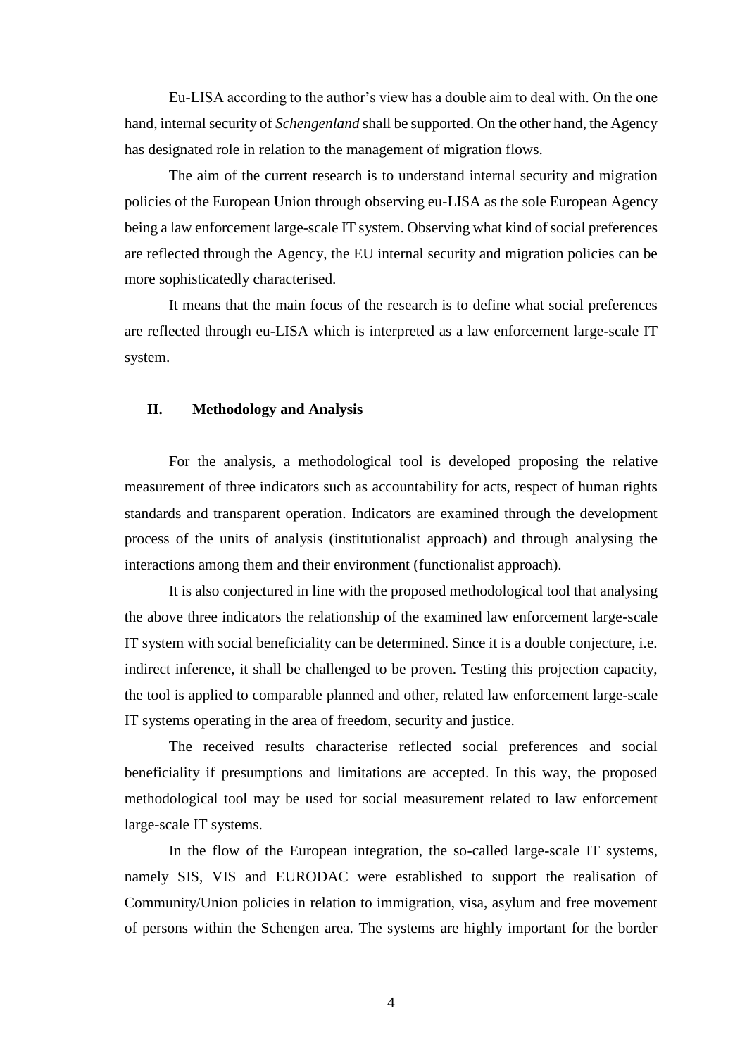Eu-LISA according to the author's view has a double aim to deal with. On the one hand, internal security of *Schengenland* shall be supported. On the other hand, the Agency has designated role in relation to the management of migration flows.

The aim of the current research is to understand internal security and migration policies of the European Union through observing eu-LISA as the sole European Agency being a law enforcement large-scale IT system. Observing what kind of social preferences are reflected through the Agency, the EU internal security and migration policies can be more sophisticatedly characterised.

It means that the main focus of the research is to define what social preferences are reflected through eu-LISA which is interpreted as a law enforcement large-scale IT system.

## II. Methodology and Analysis

For the analysis, a methodological tool is developed proposing the relative measurement of three indicators such as accountability for acts, respect of human rights standards and transparent operation. Indicators are examined through the development process of the units of analysis (institutionalist approach) and through analysing the interactions among them and their environment (functionalist approach).

It is also conjectured in line with the proposed methodological tool that analysing the above three indicators the relationship of the examined law enforcement large-scale IT system with social beneficiality can be determined. Since it is a double conjecture, i.e. indirect inference, it shall be challenged to be proven. Testing this projection capacity, the tool is applied to comparable planned and other, related law enforcement large-scale IT systems operating in the area of freedom, security and justice.

The received results characterise reflected social preferences and social beneficiality if presumptions and limitations are accepted. In this way, the proposed methodological tool may be used for social measurement related to law enforcement large-scale IT systems.

In the flow of the European integration, the so-called large-scale IT systems, namely SIS, VIS and EURODAC were established to support the realisation of Community/Union policies in relation to immigration, visa, asylum and free movement of persons within the Schengen area. The systems are highly important for the border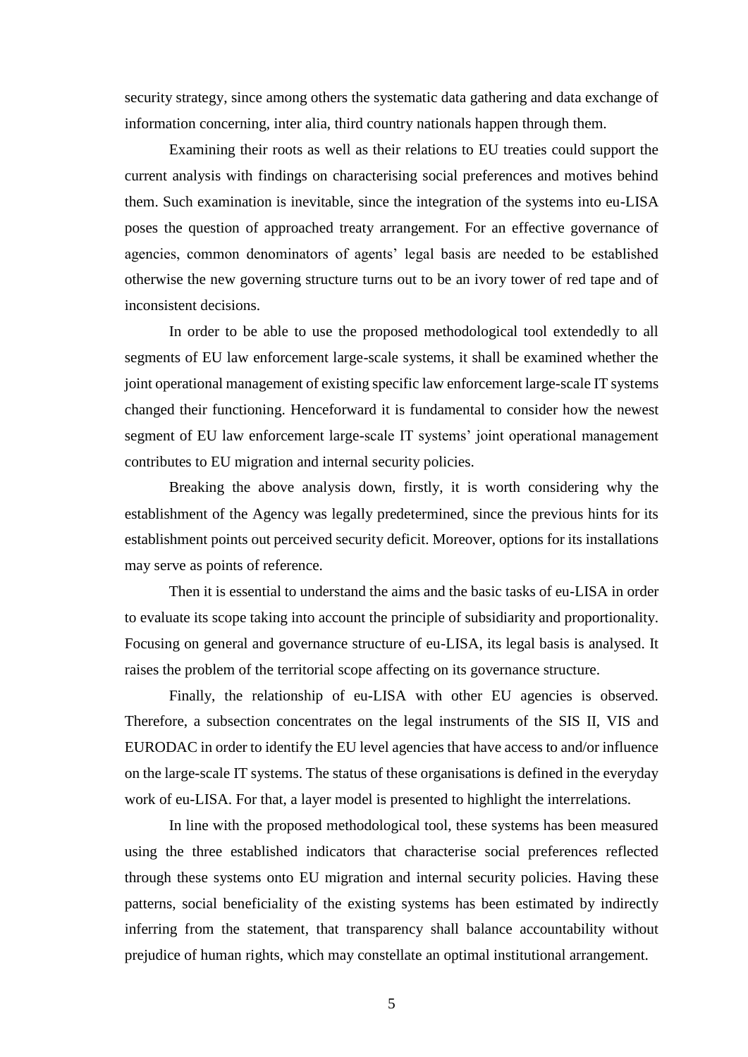security strategy, since among others the systematic data gathering and data exchange of information concerning, inter alia, third country nationals happen through them.

Examining their roots as well as their relations to EU treaties could support the current analysis with findings on characterising social preferences and motives behind them. Such examination is inevitable, since the integration of the systems into eu-LISA poses the question of approached treaty arrangement. For an effective governance of agencies, common denominators of agents' legal basis are needed to be established otherwise the new governing structure turns out to be an ivory tower of red tape and of inconsistent decisions.

In order to be able to use the proposed methodological tool extendedly to all segments of EU law enforcement large-scale systems, it shall be examined whether the joint operational management of existing specific law enforcement large-scale IT systems changed their functioning. Henceforward it is fundamental to consider how the newest segment of EU law enforcement large-scale IT systems' joint operational management contributes to EU migration and internal security policies.

Breaking the above analysis down, firstly, it is worth considering why the establishment of the Agency was legally predetermined, since the previous hints for its establishment points out perceived security deficit. Moreover, options for its installations may serve as points of reference.

Then it is essential to understand the aims and the basic tasks of eu-LISA in order to evaluate its scope taking into account the principle of subsidiarity and proportionality. Focusing on general and governance structure of eu-LISA, its legal basis is analysed. It raises the problem of the territorial scope affecting on its governance structure.

Finally, the relationship of eu-LISA with other EU agencies is observed. Therefore, a subsection concentrates on the legal instruments of the SIS II, VIS and EURODAC in order to identify the EU level agencies that have access to and/or influence on the large-scale IT systems. The status of these organisations is defined in the everyday work of eu-LISA. For that, a layer model is presented to highlight the interrelations.

In line with the proposed methodological tool, these systems has been measured using the three established indicators that characterise social preferences reflected through these systems onto EU migration and internal security policies. Having these patterns, social beneficiality of the existing systems has been estimated by indirectly inferring from the statement, that transparency shall balance accountability without prejudice of human rights, which may constellate an optimal institutional arrangement.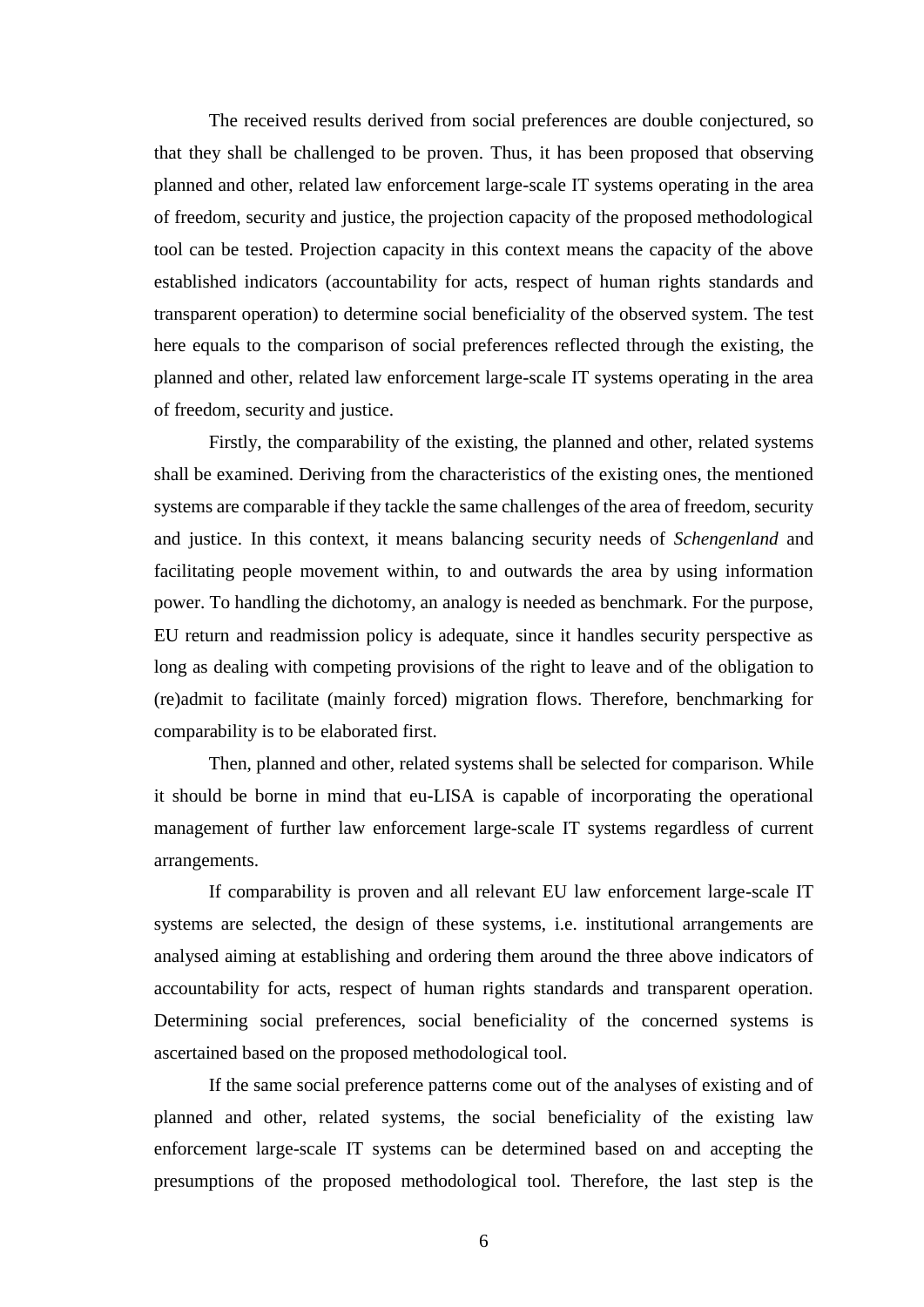The received results derived from social preferences are double conjectured, so that they shall be challenged to be proven. Thus, it has been proposed that observing planned and other, related law enforcement large-scale IT systems operating in the area of freedom, security and justice, the projection capacity of the proposed methodological tool can be tested. Projection capacity in this context means the capacity of the above established indicators (accountability for acts, respect of human rights standards and transparent operation) to determine social beneficiality of the observed system. The test here equals to the comparison of social preferences reflected through the existing, the planned and other, related law enforcement large-scale IT systems operating in the area of freedom, security and justice.

Firstly, the comparability of the existing, the planned and other, related systems shall be examined. Deriving from the characteristics of the existing ones, the mentioned systems are comparable if they tackle the same challenges of the area of freedom, security and justice. In this context, it means balancing security needs of *Schengenland* and facilitating people movement within, to and outwards the area by using information power. To handling the dichotomy, an analogy is needed as benchmark. For the purpose, EU return and readmission policy is adequate, since it handles security perspective as long as dealing with competing provisions of the right to leave and of the obligation to (re)admit to facilitate (mainly forced) migration flows. Therefore, benchmarking for comparability is to be elaborated first.

Then, planned and other, related systems shall be selected for comparison. While it should be borne in mind that eu-LISA is capable of incorporating the operational management of further law enforcement large-scale IT systems regardless of current arrangements.

If comparability is proven and all relevant EU law enforcement large-scale IT systems are selected, the design of these systems, i.e. institutional arrangements are analysed aiming at establishing and ordering them around the three above indicators of accountability for acts, respect of human rights standards and transparent operation. Determining social preferences, social beneficiality of the concerned systems is ascertained based on the proposed methodological tool.

If the same social preference patterns come out of the analyses of existing and of planned and other, related systems, the social beneficiality of the existing law enforcement large-scale IT systems can be determined based on and accepting the presumptions of the proposed methodological tool. Therefore, the last step is the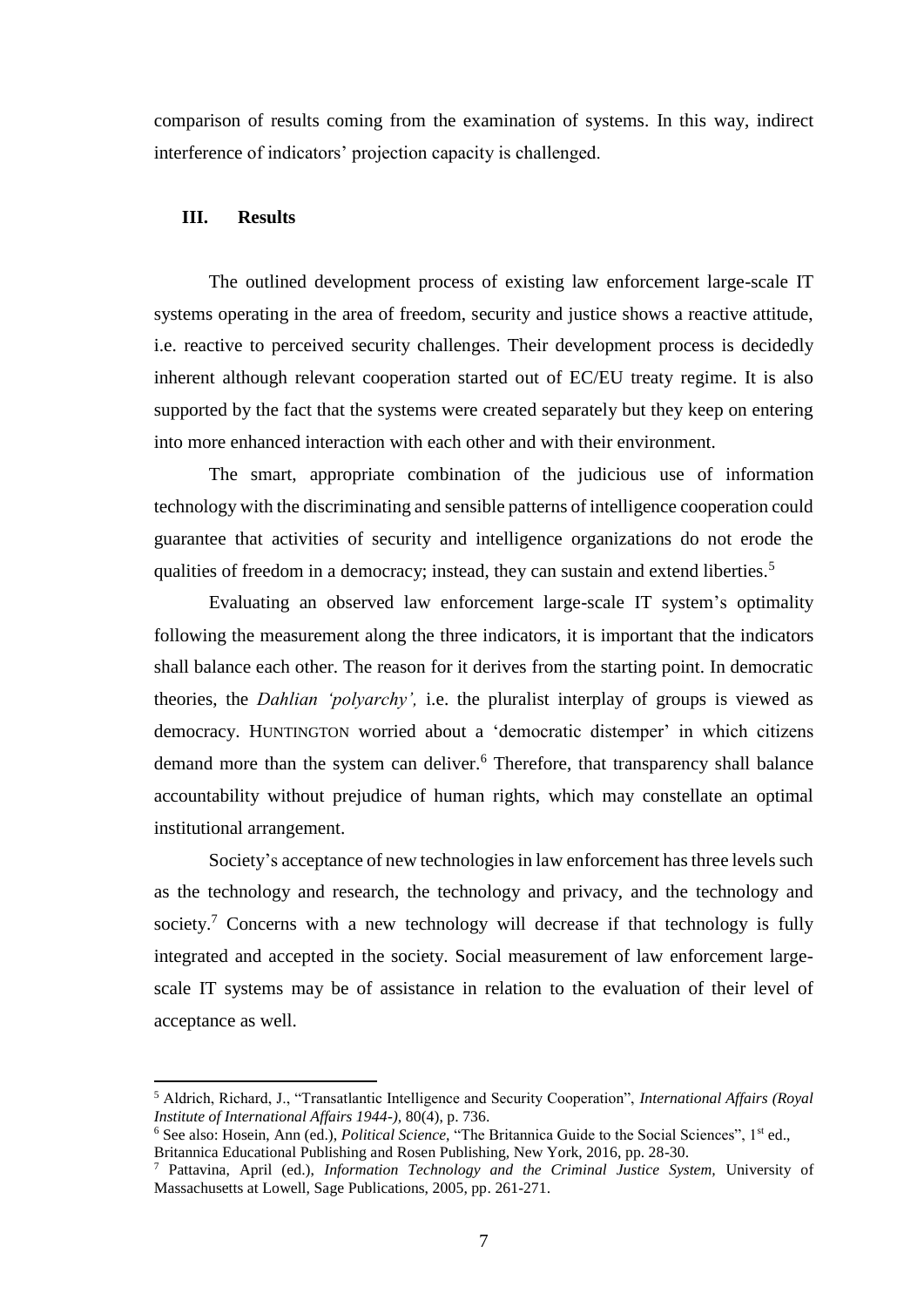comparison of results coming from the examination of systems. In this way, indirect interference of indicators' projection capacity is challenged.

## III. Results

The outlined development process of existing law enforcement large-scale IT systems operating in the area of freedom, security and justice shows a reactive attitude, i.e. reactive to perceived security challenges. Their development process is decidedly inherent although relevant cooperation started out of EC/EU treaty regime. It is also supported by the fact that the systems were created separately but they keep on entering into more enhanced interaction with each other and with their environment.

The smart, appropriate combination of the judicious use of information technology with the discriminating and sensible patterns of intelligence cooperation could guarantee that activities of security and intelligence organizations do not erode the qualities of freedom in a democracy; instead, they can sustain and extend liberties.[5]

Evaluating an observed law enforcement large-scale IT system's optimality following the measurement along the three indicators, it is important that the indicators shall balance each other. The reason for it derives from the starting point. In democratic theories, the *Dahlian 'polyarchy',* i.e. the pluralist interplay of groups is viewed as democracy. HUNTINGTON worried about a 'democratic distemper' in which citizens demand more than the system can deliver.[6] Therefore, that transparency shall balance accountability without prejudice of human rights, which may constellate an optimal institutional arrangement.

Society's acceptance of new technologies in law enforcement has three levels such as the technology and research, the technology and privacy, and the technology and society.[7] Concerns with a new technology will decrease if that technology is fully integrated and accepted in the society. Social measurement of law enforcement large-scale IT systems may be of assistance in relation to the evaluation of their level of acceptance as well.

---

[5] Aldrich, Richard, J., "Transatlantic Intelligence and Security Cooperation", *International Affairs (Royal Institute of International Affairs 1944-)*, 80(4), p. 736.

[6] See also: Hosein, Ann (ed.), *Political Science,* "The Britannica Guide to the Social Sciences", 1st ed., Britannica Educational Publishing and Rosen Publishing, New York, 2016, pp. 28-30.

[7] Pattavina, April (ed.), *Information Technology and the Criminal Justice System,* University of Massachusetts at Lowell, Sage Publications, 2005, pp. 261-271.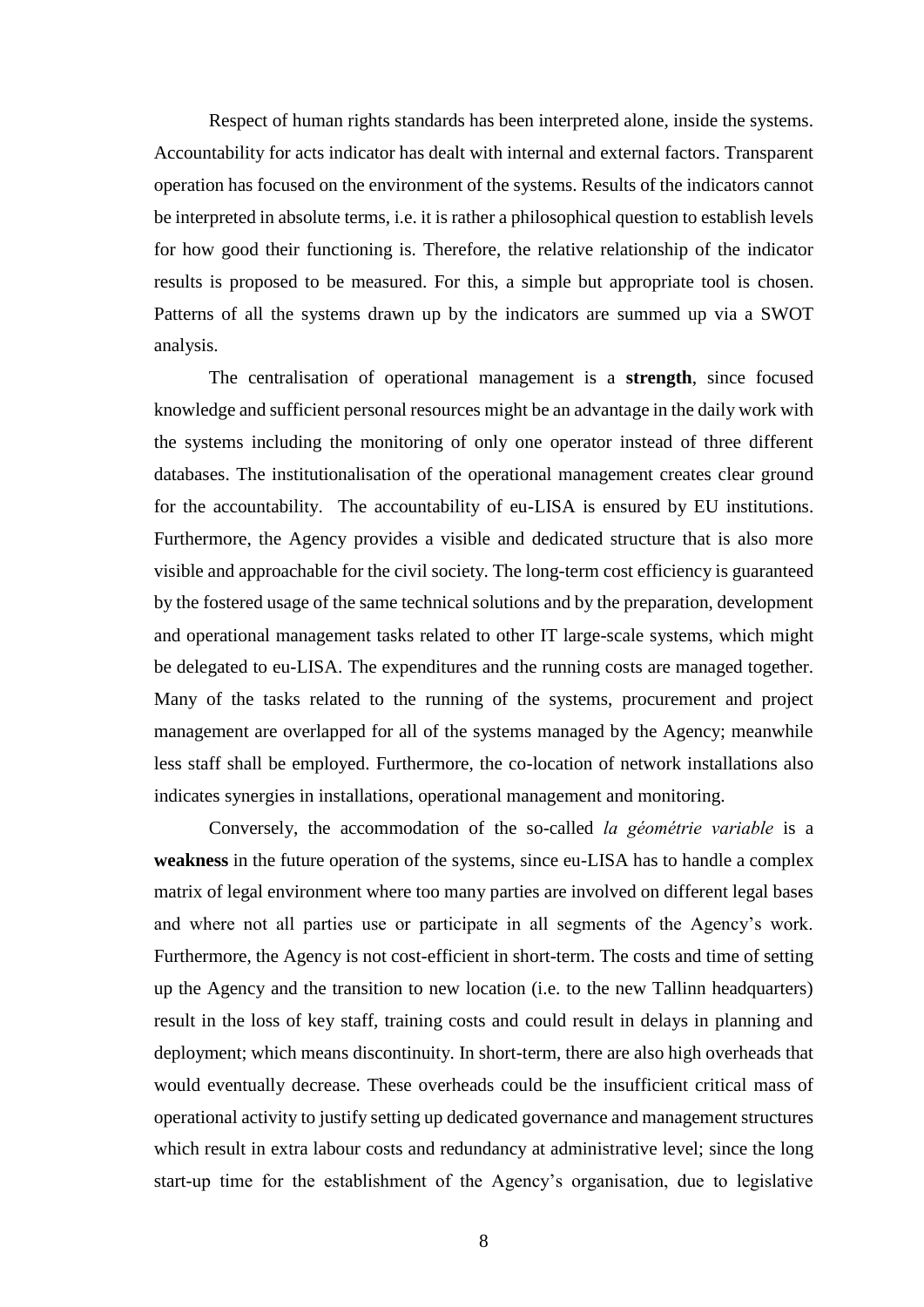Respect of human rights standards has been interpreted alone, inside the systems. Accountability for acts indicator has dealt with internal and external factors. Transparent operation has focused on the environment of the systems. Results of the indicators cannot be interpreted in absolute terms, i.e. it is rather a philosophical question to establish levels for how good their functioning is. Therefore, the relative relationship of the indicator results is proposed to be measured. For this, a simple but appropriate tool is chosen. Patterns of all the systems drawn up by the indicators are summed up via a SWOT analysis.

The centralisation of operational management is a **strength**, since focused knowledge and sufficient personal resources might be an advantage in the daily work with the systems including the monitoring of only one operator instead of three different databases. The institutionalisation of the operational management creates clear ground for the accountability. The accountability of eu-LISA is ensured by EU institutions. Furthermore, the Agency provides a visible and dedicated structure that is also more visible and approachable for the civil society. The long-term cost efficiency is guaranteed by the fostered usage of the same technical solutions and by the preparation, development and operational management tasks related to other IT large-scale systems, which might be delegated to eu-LISA. The expenditures and the running costs are managed together. Many of the tasks related to the running of the systems, procurement and project management are overlapped for all of the systems managed by the Agency; meanwhile less staff shall be employed. Furthermore, the co-location of network installations also indicates synergies in installations, operational management and monitoring.

Conversely, the accommodation of the so-called *la géométrie variable* is a **weakness** in the future operation of the systems, since eu-LISA has to handle a complex matrix of legal environment where too many parties are involved on different legal bases and where not all parties use or participate in all segments of the Agency's work. Furthermore, the Agency is not cost-efficient in short-term. The costs and time of setting up the Agency and the transition to new location (i.e. to the new Tallinn headquarters) result in the loss of key staff, training costs and could result in delays in planning and deployment; which means discontinuity. In short-term, there are also high overheads that would eventually decrease. These overheads could be the insufficient critical mass of operational activity to justify setting up dedicated governance and management structures which result in extra labour costs and redundancy at administrative level; since the long start-up time for the establishment of the Agency's organisation, due to legislative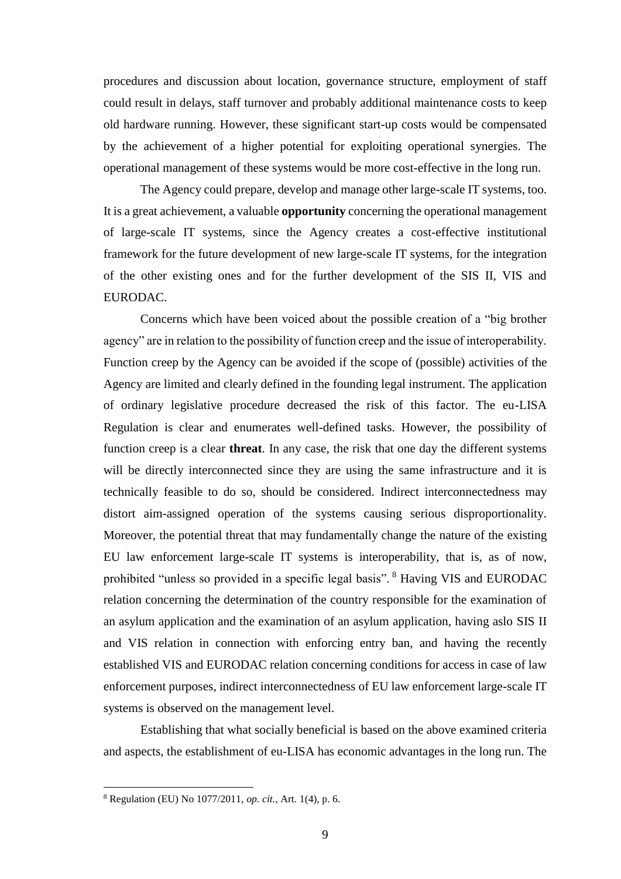procedures and discussion about location, governance structure, employment of staff could result in delays, staff turnover and probably additional maintenance costs to keep old hardware running. However, these significant start-up costs would be compensated by the achievement of a higher potential for exploiting operational synergies. The operational management of these systems would be more cost-effective in the long run.

The Agency could prepare, develop and manage other large-scale IT systems, too. It is a great achievement, a valuable **opportunity** concerning the operational management of large-scale IT systems, since the Agency creates a cost-effective institutional framework for the future development of new large-scale IT systems, for the integration of the other existing ones and for the further development of the SIS II, VIS and EURODAC.

Concerns which have been voiced about the possible creation of a "big brother agency" are in relation to the possibility of function creep and the issue of interoperability. Function creep by the Agency can be avoided if the scope of (possible) activities of the Agency are limited and clearly defined in the founding legal instrument. The application of ordinary legislative procedure decreased the risk of this factor. The eu-LISA Regulation is clear and enumerates well-defined tasks. However, the possibility of function creep is a clear **threat**. In any case, the risk that one day the different systems will be directly interconnected since they are using the same infrastructure and it is technically feasible to do so, should be considered. Indirect interconnectedness may distort aim-assigned operation of the systems causing serious disproportionality. Moreover, the potential threat that may fundamentally change the nature of the existing EU law enforcement large-scale IT systems is interoperability, that is, as of now, prohibited "unless so provided in a specific legal basis". [8] Having VIS and EURODAC relation concerning the determination of the country responsible for the examination of an asylum application and the examination of an asylum application, having aslo SIS II and VIS relation in connection with enforcing entry ban, and having the recently established VIS and EURODAC relation concerning conditions for access in case of law enforcement purposes, indirect interconnectedness of EU law enforcement large-scale IT systems is observed on the management level.

Establishing that what socially beneficial is based on the above examined criteria and aspects, the establishment of eu-LISA has economic advantages in the long run. The

[8] Regulation (EU) No 1077/2011, *op. cit.*, Art. 1(4), p. 6.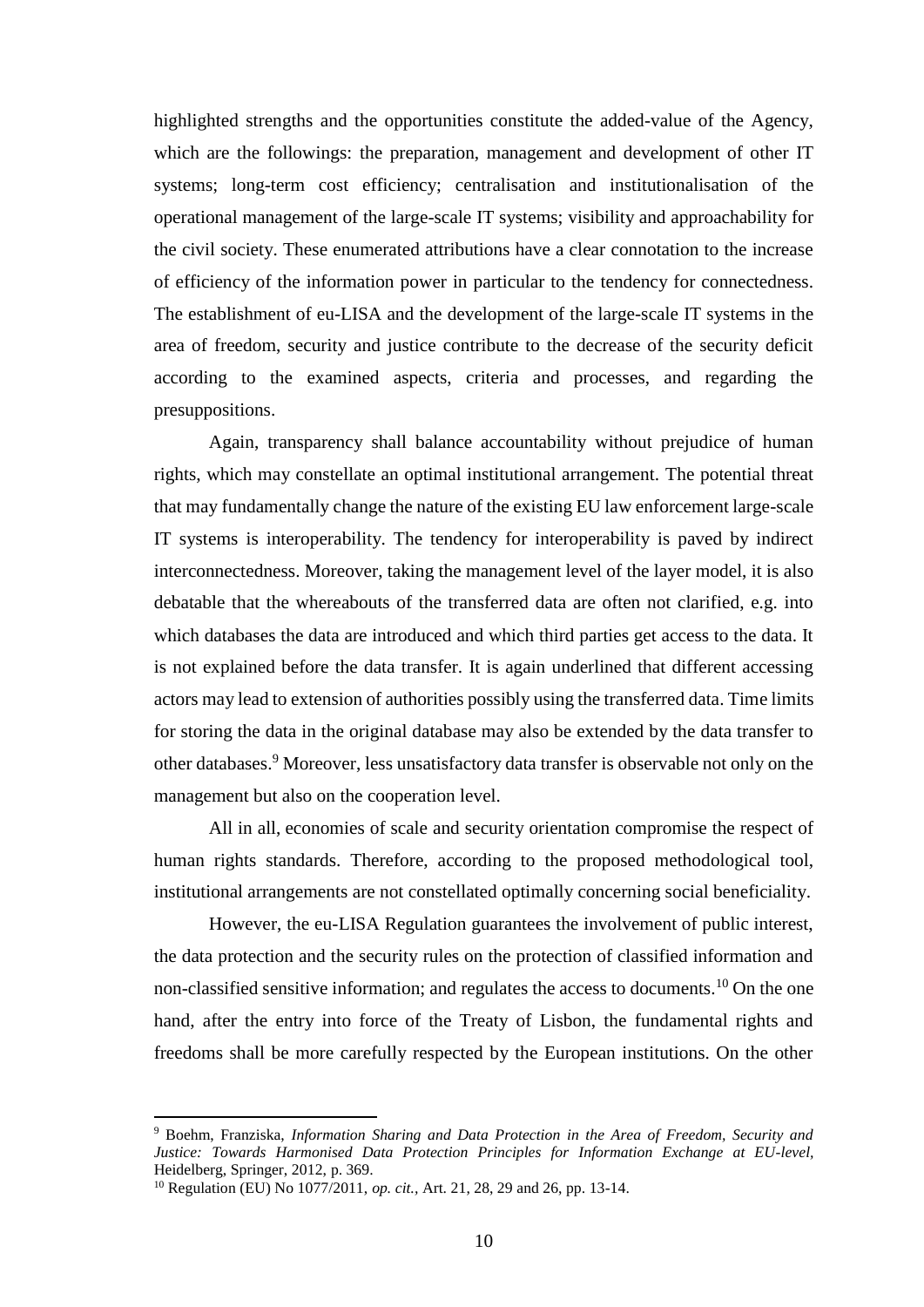highlighted strengths and the opportunities constitute the added-value of the Agency, which are the followings: the preparation, management and development of other IT systems; long-term cost efficiency; centralisation and institutionalisation of the operational management of the large-scale IT systems; visibility and approachability for the civil society. These enumerated attributions have a clear connotation to the increase of efficiency of the information power in particular to the tendency for connectedness. The establishment of eu-LISA and the development of the large-scale IT systems in the area of freedom, security and justice contribute to the decrease of the security deficit according to the examined aspects, criteria and processes, and regarding the presuppositions.

Again, transparency shall balance accountability without prejudice of human rights, which may constellate an optimal institutional arrangement. The potential threat that may fundamentally change the nature of the existing EU law enforcement large-scale IT systems is interoperability. The tendency for interoperability is paved by indirect interconnectedness. Moreover, taking the management level of the layer model, it is also debatable that the whereabouts of the transferred data are often not clarified, e.g. into which databases the data are introduced and which third parties get access to the data. It is not explained before the data transfer. It is again underlined that different accessing actors may lead to extension of authorities possibly using the transferred data. Time limits for storing the data in the original database may also be extended by the data transfer to other databases.[9] Moreover, less unsatisfactory data transfer is observable not only on the management but also on the cooperation level.

All in all, economies of scale and security orientation compromise the respect of human rights standards. Therefore, according to the proposed methodological tool, institutional arrangements are not constellated optimally concerning social beneficiality.

However, the eu-LISA Regulation guarantees the involvement of public interest, the data protection and the security rules on the protection of classified information and non-classified sensitive information; and regulates the access to documents.[10] On the one hand, after the entry into force of the Treaty of Lisbon, the fundamental rights and freedoms shall be more carefully respected by the European institutions. On the other

---

[9] Boehm, Franziska, *Information Sharing and Data Protection in the Area of Freedom, Security and Justice: Towards Harmonised Data Protection Principles for Information Exchange at EU-level,* Heidelberg, Springer, 2012, p. 369.

[10] Regulation (EU) No 1077/2011, *op. cit.,* Art. 21, 28, 29 and 26, pp. 13-14.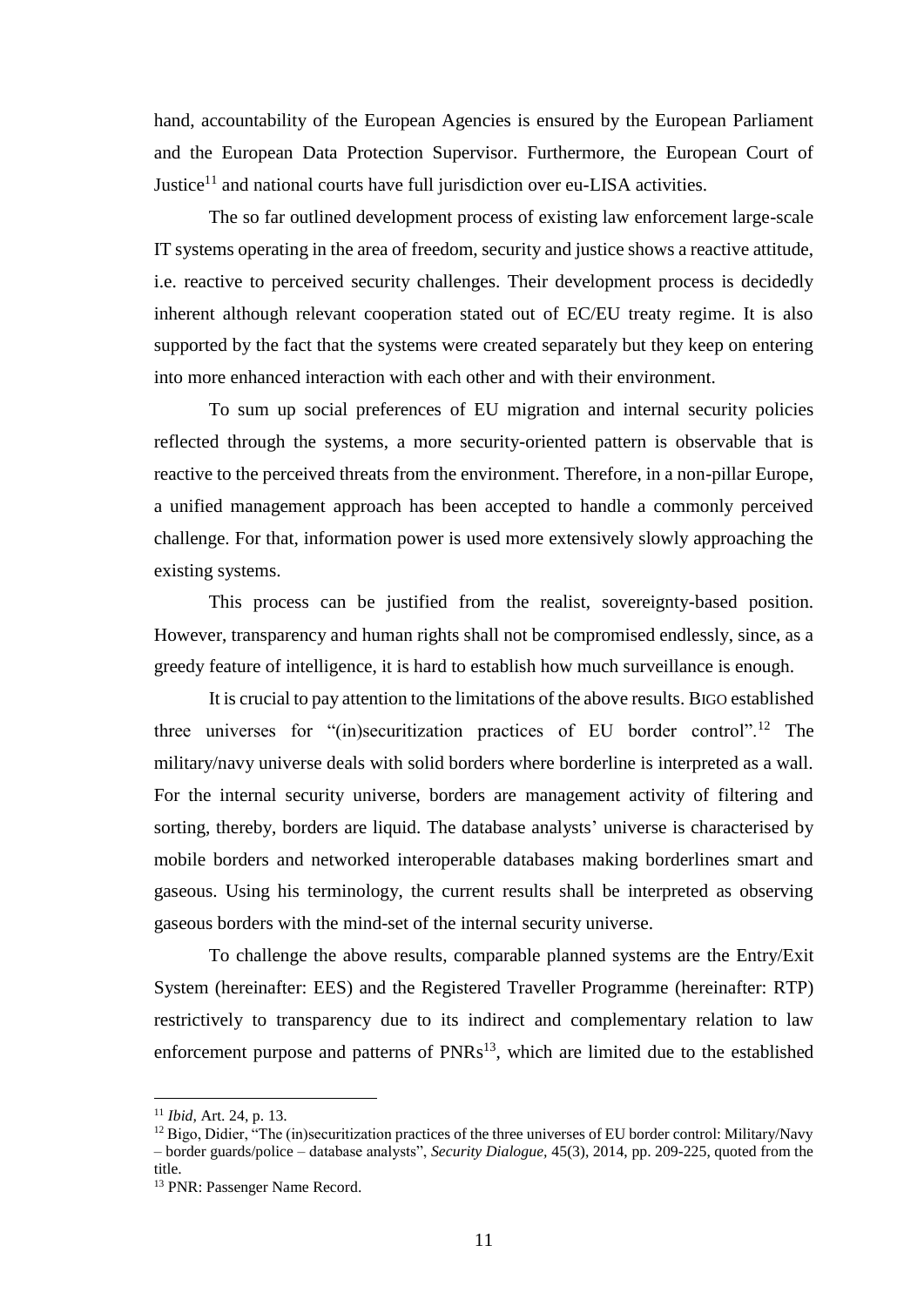hand, accountability of the European Agencies is ensured by the European Parliament and the European Data Protection Supervisor. Furthermore, the European Court of Justice[11] and national courts have full jurisdiction over eu-LISA activities.

The so far outlined development process of existing law enforcement large-scale IT systems operating in the area of freedom, security and justice shows a reactive attitude, i.e. reactive to perceived security challenges. Their development process is decidedly inherent although relevant cooperation stated out of EC/EU treaty regime. It is also supported by the fact that the systems were created separately but they keep on entering into more enhanced interaction with each other and with their environment.

To sum up social preferences of EU migration and internal security policies reflected through the systems, a more security-oriented pattern is observable that is reactive to the perceived threats from the environment. Therefore, in a non-pillar Europe, a unified management approach has been accepted to handle a commonly perceived challenge. For that, information power is used more extensively slowly approaching the existing systems.

This process can be justified from the realist, sovereignty-based position. However, transparency and human rights shall not be compromised endlessly, since, as a greedy feature of intelligence, it is hard to establish how much surveillance is enough.

It is crucial to pay attention to the limitations of the above results. BIGO established three universes for "(in)securitization practices of EU border control".[12] The military/navy universe deals with solid borders where borderline is interpreted as a wall. For the internal security universe, borders are management activity of filtering and sorting, thereby, borders are liquid. The database analysts' universe is characterised by mobile borders and networked interoperable databases making borderlines smart and gaseous. Using his terminology, the current results shall be interpreted as observing gaseous borders with the mind-set of the internal security universe.

To challenge the above results, comparable planned systems are the Entry/Exit System (hereinafter: EES) and the Registered Traveller Programme (hereinafter: RTP) restrictively to transparency due to its indirect and complementary relation to law enforcement purpose and patterns of PNRs[13], which are limited due to the established

---

[11] *Ibid*, Art. 24, p. 13.

[12] Bigo, Didier, "The (in)securitization practices of the three universes of EU border control: Military/Navy – border guards/police – database analysts", *Security Dialogue*, 45(3), 2014, pp. 209-225, quoted from the title.

[13] PNR: Passenger Name Record.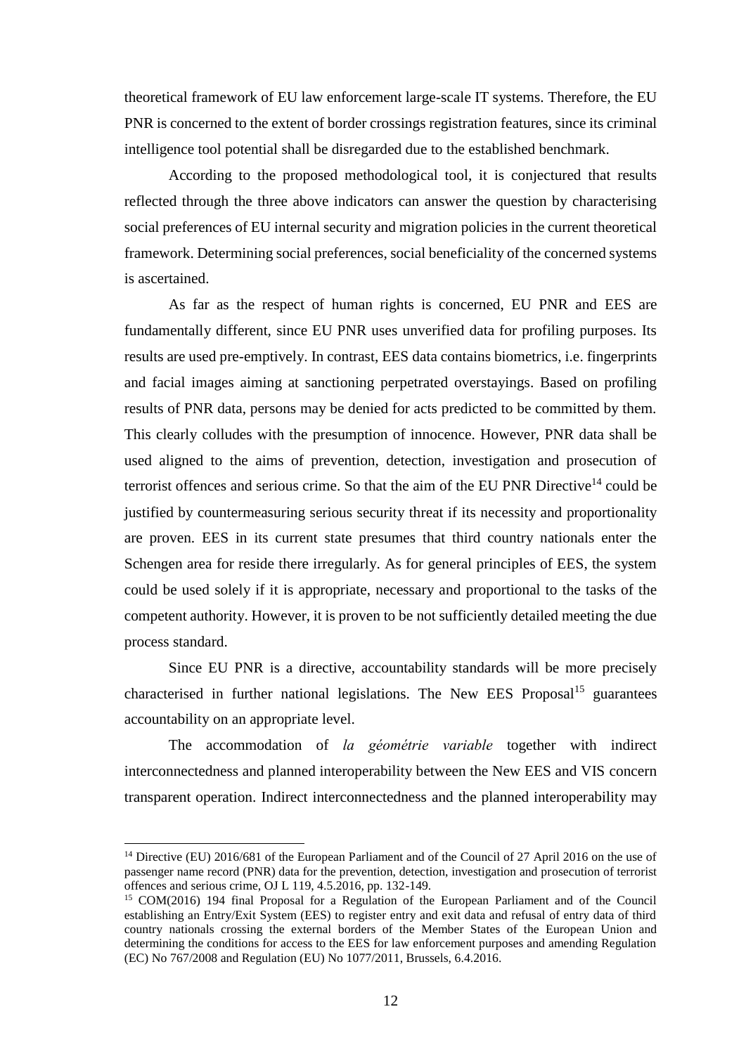theoretical framework of EU law enforcement large-scale IT systems. Therefore, the EU PNR is concerned to the extent of border crossings registration features, since its criminal intelligence tool potential shall be disregarded due to the established benchmark.

According to the proposed methodological tool, it is conjectured that results reflected through the three above indicators can answer the question by characterising social preferences of EU internal security and migration policies in the current theoretical framework. Determining social preferences, social beneficiality of the concerned systems is ascertained.

As far as the respect of human rights is concerned, EU PNR and EES are fundamentally different, since EU PNR uses unverified data for profiling purposes. Its results are used pre-emptively. In contrast, EES data contains biometrics, i.e. fingerprints and facial images aiming at sanctioning perpetrated overstayings. Based on profiling results of PNR data, persons may be denied for acts predicted to be committed by them. This clearly colludes with the presumption of innocence. However, PNR data shall be used aligned to the aims of prevention, detection, investigation and prosecution of terrorist offences and serious crime. So that the aim of the EU PNR Directive[14] could be justified by countermeasuring serious security threat if its necessity and proportionality are proven. EES in its current state presumes that third country nationals enter the Schengen area for reside there irregularly. As for general principles of EES, the system could be used solely if it is appropriate, necessary and proportional to the tasks of the competent authority. However, it is proven to be not sufficiently detailed meeting the due process standard.

Since EU PNR is a directive, accountability standards will be more precisely characterised in further national legislations. The New EES Proposal[15] guarantees accountability on an appropriate level.

The accommodation of *la géométrie variable* together with indirect interconnectedness and planned interoperability between the New EES and VIS concern transparent operation. Indirect interconnectedness and the planned interoperability may

---

[14] Directive (EU) 2016/681 of the European Parliament and of the Council of 27 April 2016 on the use of passenger name record (PNR) data for the prevention, detection, investigation and prosecution of terrorist offences and serious crime, OJ L 119, 4.5.2016, pp. 132-149.

[15] COM(2016) 194 final Proposal for a Regulation of the European Parliament and of the Council establishing an Entry/Exit System (EES) to register entry and exit data and refusal of entry data of third country nationals crossing the external borders of the Member States of the European Union and determining the conditions for access to the EES for law enforcement purposes and amending Regulation (EC) No 767/2008 and Regulation (EU) No 1077/2011, Brussels, 6.4.2016.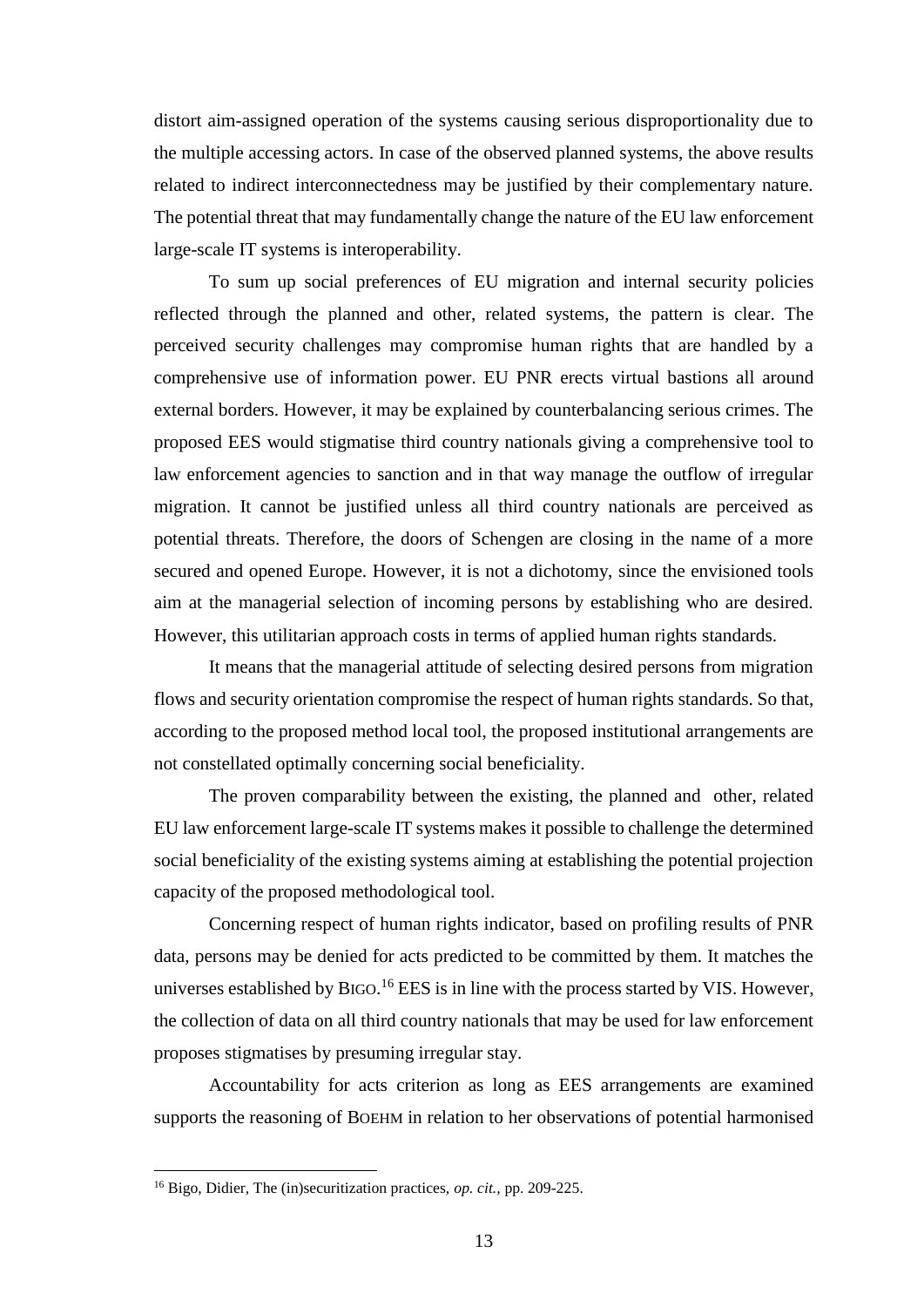distort aim-assigned operation of the systems causing serious disproportionality due to the multiple accessing actors. In case of the observed planned systems, the above results related to indirect interconnectedness may be justified by their complementary nature. The potential threat that may fundamentally change the nature of the EU law enforcement large-scale IT systems is interoperability.

To sum up social preferences of EU migration and internal security policies reflected through the planned and other, related systems, the pattern is clear. The perceived security challenges may compromise human rights that are handled by a comprehensive use of information power. EU PNR erects virtual bastions all around external borders. However, it may be explained by counterbalancing serious crimes. The proposed EES would stigmatise third country nationals giving a comprehensive tool to law enforcement agencies to sanction and in that way manage the outflow of irregular migration. It cannot be justified unless all third country nationals are perceived as potential threats. Therefore, the doors of Schengen are closing in the name of a more secured and opened Europe. However, it is not a dichotomy, since the envisioned tools aim at the managerial selection of incoming persons by establishing who are desired. However, this utilitarian approach costs in terms of applied human rights standards.

It means that the managerial attitude of selecting desired persons from migration flows and security orientation compromise the respect of human rights standards. So that, according to the proposed method local tool, the proposed institutional arrangements are not constellated optimally concerning social beneficiality.

The proven comparability between the existing, the planned and other, related EU law enforcement large-scale IT systems makes it possible to challenge the determined social beneficiality of the existing systems aiming at establishing the potential projection capacity of the proposed methodological tool.

Concerning respect of human rights indicator, based on profiling results of PNR data, persons may be denied for acts predicted to be committed by them. It matches the universes established by BIGO.[16] EES is in line with the process started by VIS. However, the collection of data on all third country nationals that may be used for law enforcement proposes stigmatises by presuming irregular stay.

Accountability for acts criterion as long as EES arrangements are examined supports the reasoning of BOEHM in relation to her observations of potential harmonised

[16] Bigo, Didier, The (in)securitization practices, *op. cit.*, pp. 209-225.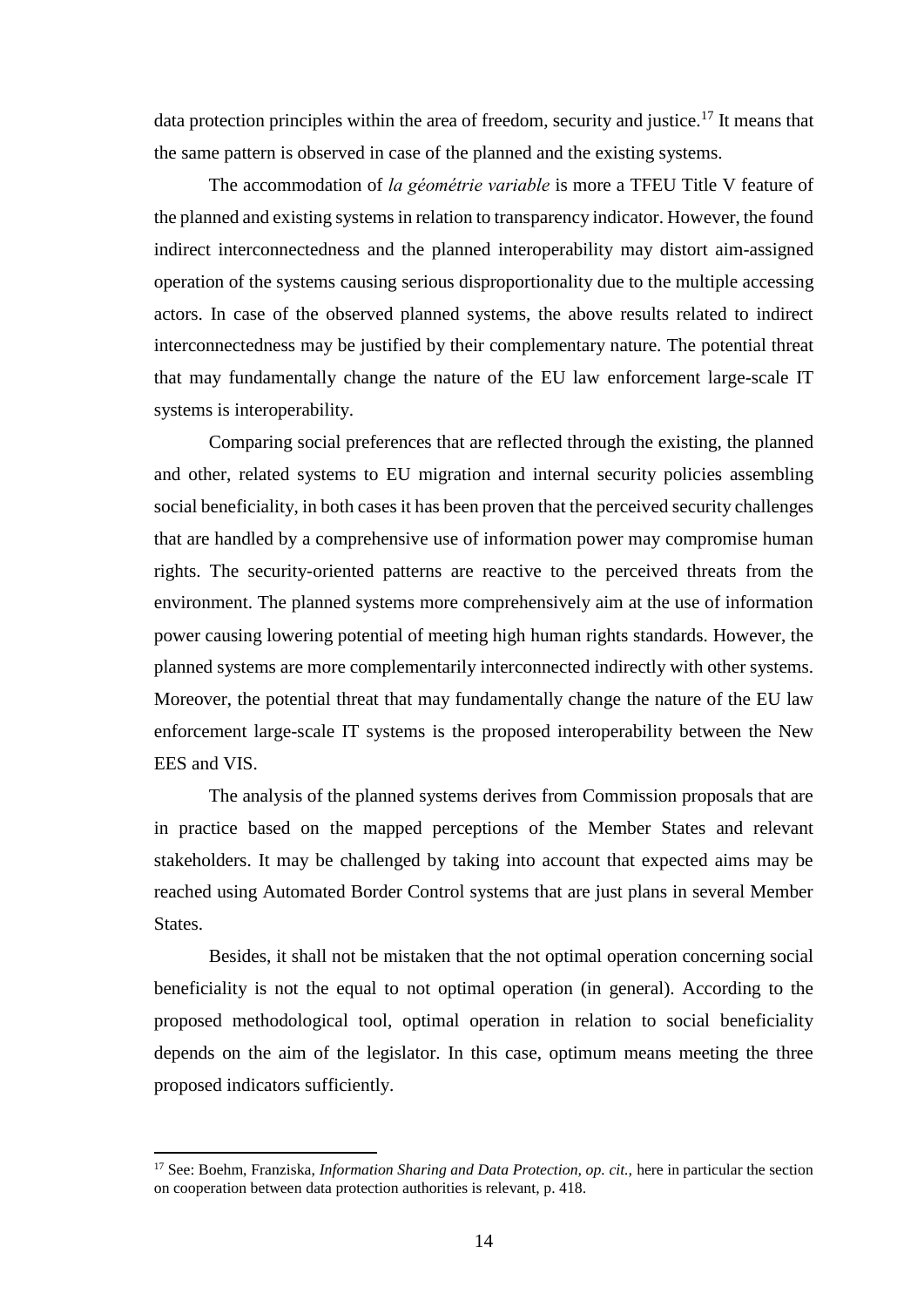data protection principles within the area of freedom, security and justice.[17] It means that the same pattern is observed in case of the planned and the existing systems.

The accommodation of *la géométrie variable* is more a TFEU Title V feature of the planned and existing systems in relation to transparency indicator. However, the found indirect interconnectedness and the planned interoperability may distort aim-assigned operation of the systems causing serious disproportionality due to the multiple accessing actors. In case of the observed planned systems, the above results related to indirect interconnectedness may be justified by their complementary nature. The potential threat that may fundamentally change the nature of the EU law enforcement large-scale IT systems is interoperability.

Comparing social preferences that are reflected through the existing, the planned and other, related systems to EU migration and internal security policies assembling social beneficiality, in both cases it has been proven that the perceived security challenges that are handled by a comprehensive use of information power may compromise human rights. The security-oriented patterns are reactive to the perceived threats from the environment. The planned systems more comprehensively aim at the use of information power causing lowering potential of meeting high human rights standards. However, the planned systems are more complementarily interconnected indirectly with other systems. Moreover, the potential threat that may fundamentally change the nature of the EU law enforcement large-scale IT systems is the proposed interoperability between the New EES and VIS.

The analysis of the planned systems derives from Commission proposals that are in practice based on the mapped perceptions of the Member States and relevant stakeholders. It may be challenged by taking into account that expected aims may be reached using Automated Border Control systems that are just plans in several Member States.

Besides, it shall not be mistaken that the not optimal operation concerning social beneficiality is not the equal to not optimal operation (in general). According to the proposed methodological tool, optimal operation in relation to social beneficiality depends on the aim of the legislator. In this case, optimum means meeting the three proposed indicators sufficiently.

[17] See: Boehm, Franziska, *Information Sharing and Data Protection, op. cit.,* here in particular the section on cooperation between data protection authorities is relevant, p. 418.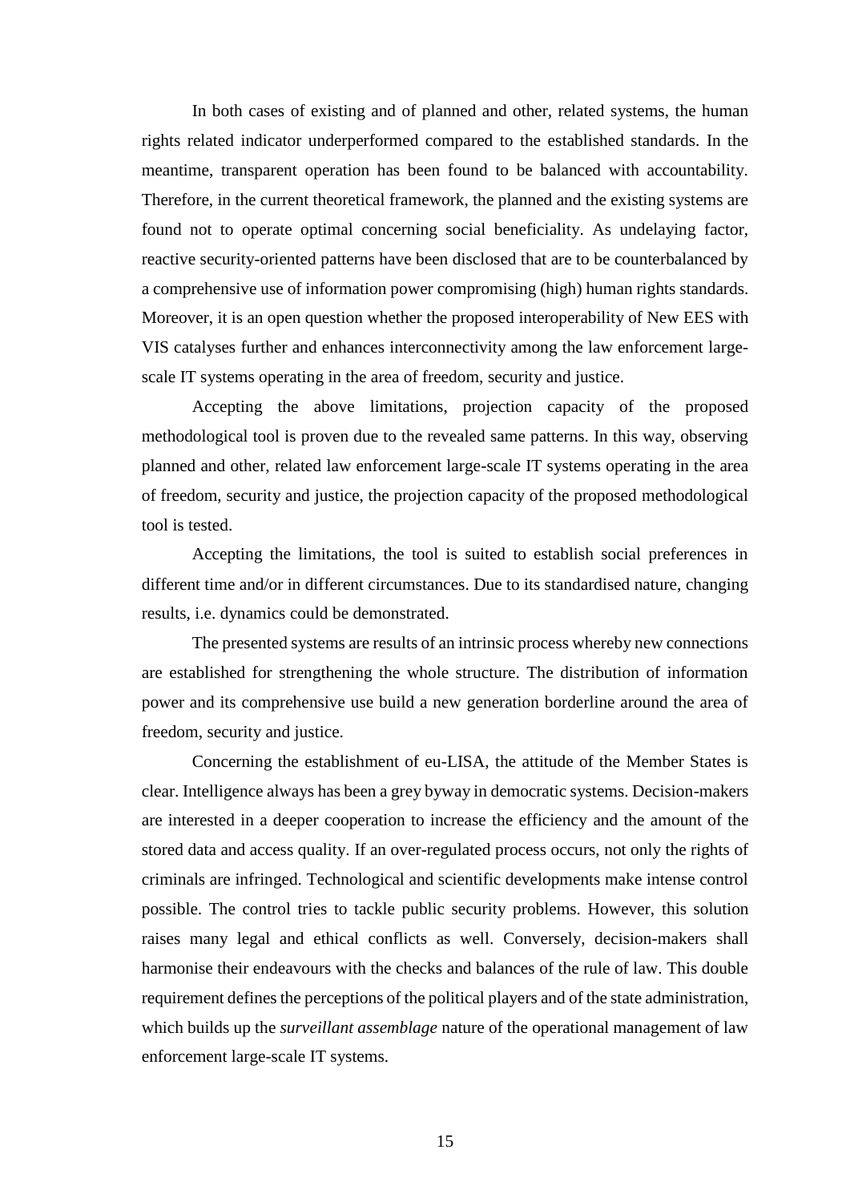In both cases of existing and of planned and other, related systems, the human rights related indicator underperformed compared to the established standards. In the meantime, transparent operation has been found to be balanced with accountability. Therefore, in the current theoretical framework, the planned and the existing systems are found not to operate optimal concerning social beneficiality. As undelaying factor, reactive security-oriented patterns have been disclosed that are to be counterbalanced by a comprehensive use of information power compromising (high) human rights standards. Moreover, it is an open question whether the proposed interoperability of New EES with VIS catalyses further and enhances interconnectivity among the law enforcement large-scale IT systems operating in the area of freedom, security and justice.

Accepting the above limitations, projection capacity of the proposed methodological tool is proven due to the revealed same patterns. In this way, observing planned and other, related law enforcement large-scale IT systems operating in the area of freedom, security and justice, the projection capacity of the proposed methodological tool is tested.

Accepting the limitations, the tool is suited to establish social preferences in different time and/or in different circumstances. Due to its standardised nature, changing results, i.e. dynamics could be demonstrated.

The presented systems are results of an intrinsic process whereby new connections are established for strengthening the whole structure. The distribution of information power and its comprehensive use build a new generation borderline around the area of freedom, security and justice.

Concerning the establishment of eu-LISA, the attitude of the Member States is clear. Intelligence always has been a grey byway in democratic systems. Decision-makers are interested in a deeper cooperation to increase the efficiency and the amount of the stored data and access quality. If an over-regulated process occurs, not only the rights of criminals are infringed. Technological and scientific developments make intense control possible. The control tries to tackle public security problems. However, this solution raises many legal and ethical conflicts as well. Conversely, decision-makers shall harmonise their endeavours with the checks and balances of the rule of law. This double requirement defines the perceptions of the political players and of the state administration, which builds up the *surveillant assemblage* nature of the operational management of law enforcement large-scale IT systems.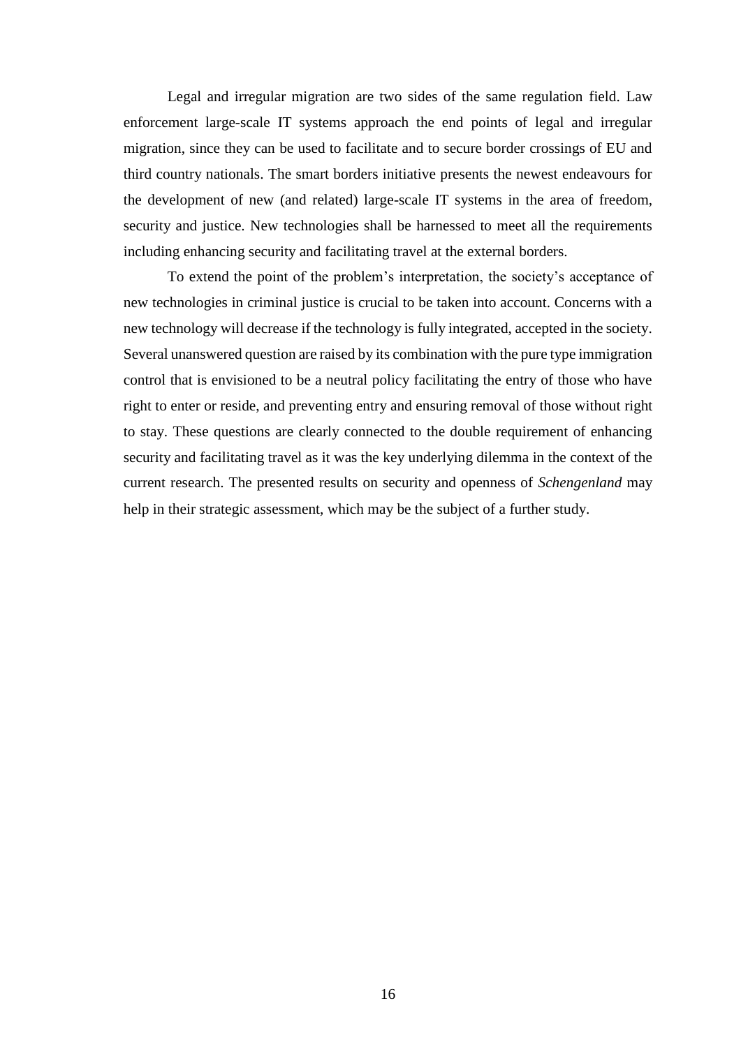Legal and irregular migration are two sides of the same regulation field. Law enforcement large-scale IT systems approach the end points of legal and irregular migration, since they can be used to facilitate and to secure border crossings of EU and third country nationals. The smart borders initiative presents the newest endeavours for the development of new (and related) large-scale IT systems in the area of freedom, security and justice. New technologies shall be harnessed to meet all the requirements including enhancing security and facilitating travel at the external borders.

To extend the point of the problem's interpretation, the society's acceptance of new technologies in criminal justice is crucial to be taken into account. Concerns with a new technology will decrease if the technology is fully integrated, accepted in the society. Several unanswered question are raised by its combination with the pure type immigration control that is envisioned to be a neutral policy facilitating the entry of those who have right to enter or reside, and preventing entry and ensuring removal of those without right to stay. These questions are clearly connected to the double requirement of enhancing security and facilitating travel as it was the key underlying dilemma in the context of the current research. The presented results on security and openness of *Schengenland* may help in their strategic assessment, which may be the subject of a further study.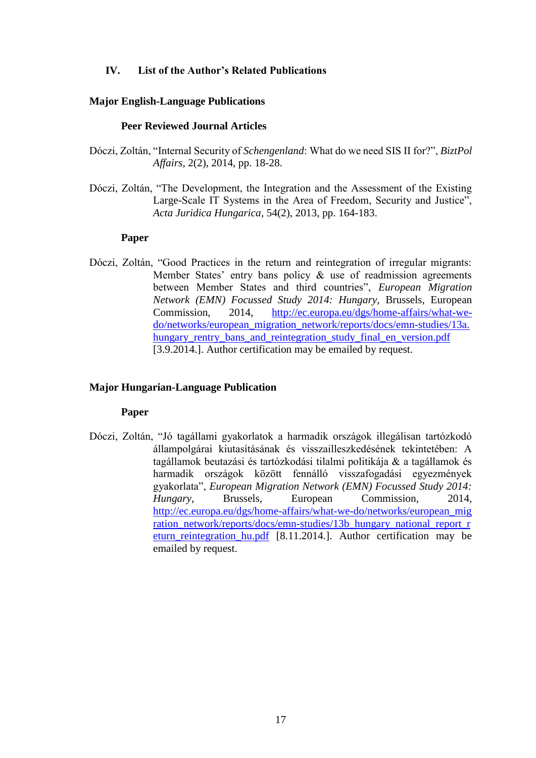## IV. List of the Author's Related Publications

### Major English-Language Publications

#### Peer Reviewed Journal Articles

Dóczi, Zoltán, "Internal Security of *Schengenland*: What do we need SIS II for?", *BiztPol Affairs*, 2(2), 2014, pp. 18-28.

Dóczi, Zoltán, "The Development, the Integration and the Assessment of the Existing Large-Scale IT Systems in the Area of Freedom, Security and Justice", *Acta Juridica Hungarica*, 54(2), 2013, pp. 164-183.

#### Paper

Dóczi, Zoltán, "Good Practices in the return and reintegration of irregular migrants: Member States' entry bans policy & use of readmission agreements between Member States and third countries", *European Migration Network (EMN) Focussed Study 2014: Hungary*, Brussels, European Commission, 2014, http://ec.europa.eu/dgs/home-affairs/what-we-do/networks/european_migration_network/reports/docs/emn-studies/13a.hungary_rentry_bans_and_reintegration_study_final_en_version.pdf [3.9.2014.]. Author certification may be emailed by request.

### Major Hungarian-Language Publication

#### Paper

Dóczi, Zoltán, "Jó tagállami gyakorlatok a harmadik országok illegálisan tartózkodó állampolgárai kiutasításának és visszailleszkedésének tekintetében: A tagállamok beutazási és tartózkodási tilalmi politikája & a tagállamok és harmadik országok között fennálló visszafogadási egyezmények gyakorlata", *European Migration Network (EMN) Focussed Study 2014: Hungary*, Brussels, European Commission, 2014, http://ec.europa.eu/dgs/home-affairs/what-we-do/networks/european_migration_network/reports/docs/emn-studies/13b_hungary_national_report_return_reintegration_hu.pdf [8.11.2014.]. Author certification may be emailed by request.